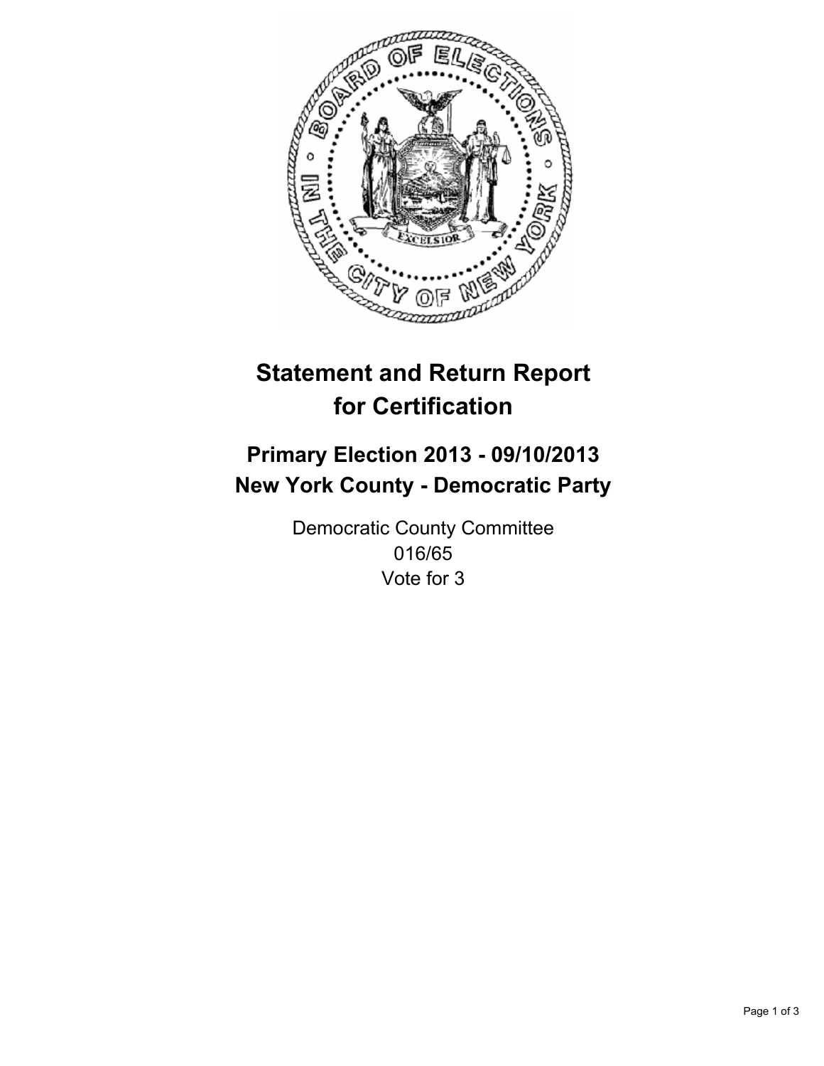# Statement and Return Report for Certification

## Primary Election 2013 - 09/10/2013
## New York County - Democratic Party

Democratic County Committee
016/65
Vote for 3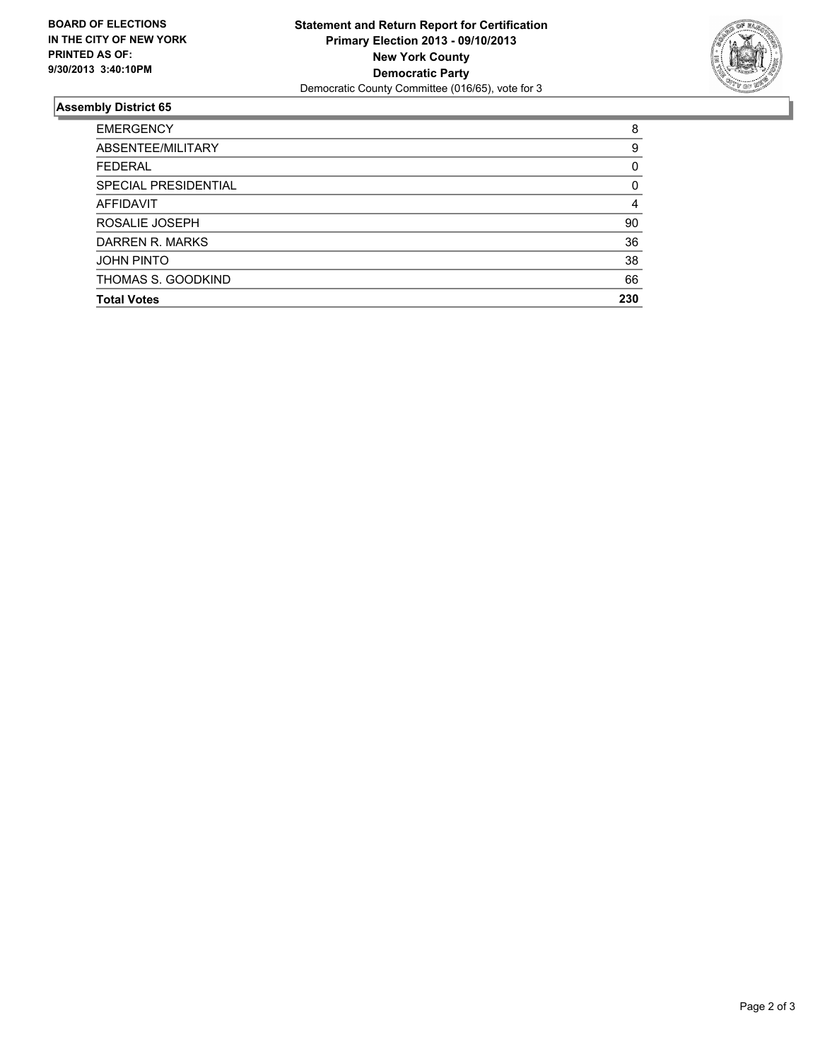**BOARD OF ELECTIONS IN THE CITY OF NEW YORK PRINTED AS OF: 9/30/2013 3:40:10PM**

**Statement and Return Report for Certification**
**Primary Election 2013 - 09/10/2013**
**New York County**
**Democratic Party**
Democratic County Committee (016/65), vote for 3

## Assembly District 65

| | |
|---|---|
| EMERGENCY | 8 |
| ABSENTEE/MILITARY | 9 |
| FEDERAL | 0 |
| SPECIAL PRESIDENTIAL | 0 |
| AFFIDAVIT | 4 |
| ROSALIE JOSEPH | 90 |
| DARREN R. MARKS | 36 |
| JOHN PINTO | 38 |
| THOMAS S. GOODKIND | 66 |
| **Total Votes** | **230** |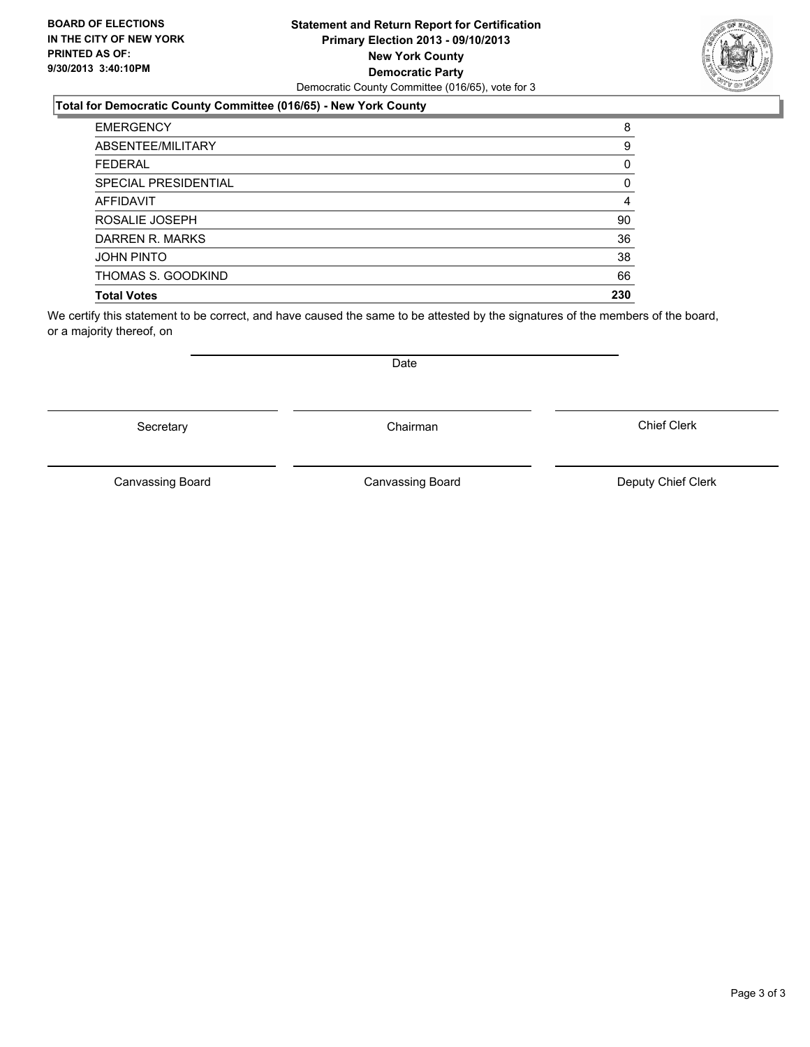**BOARD OF ELECTIONS IN THE CITY OF NEW YORK PRINTED AS OF: 9/30/2013 3:40:10PM**

**Statement and Return Report for Certification Primary Election 2013 - 09/10/2013 New York County Democratic Party**

Democratic County Committee (016/65), vote for 3

**Total for Democratic County Committee (016/65) - New York County**

| | |
|---|---|
| EMERGENCY | 8 |
| ABSENTEE/MILITARY | 9 |
| FEDERAL | 0 |
| SPECIAL PRESIDENTIAL | 0 |
| AFFIDAVIT | 4 |
| ROSALIE JOSEPH | 90 |
| DARREN R. MARKS | 36 |
| JOHN PINTO | 38 |
| THOMAS S. GOODKIND | 66 |
| **Total Votes** | **230** |

We certify this statement to be correct, and have caused the same to be attested by the signatures of the members of the board, or a majority thereof, on

Date

Secretary | Chairman | Chief Clerk

Canvassing Board | Canvassing Board | Deputy Chief Clerk